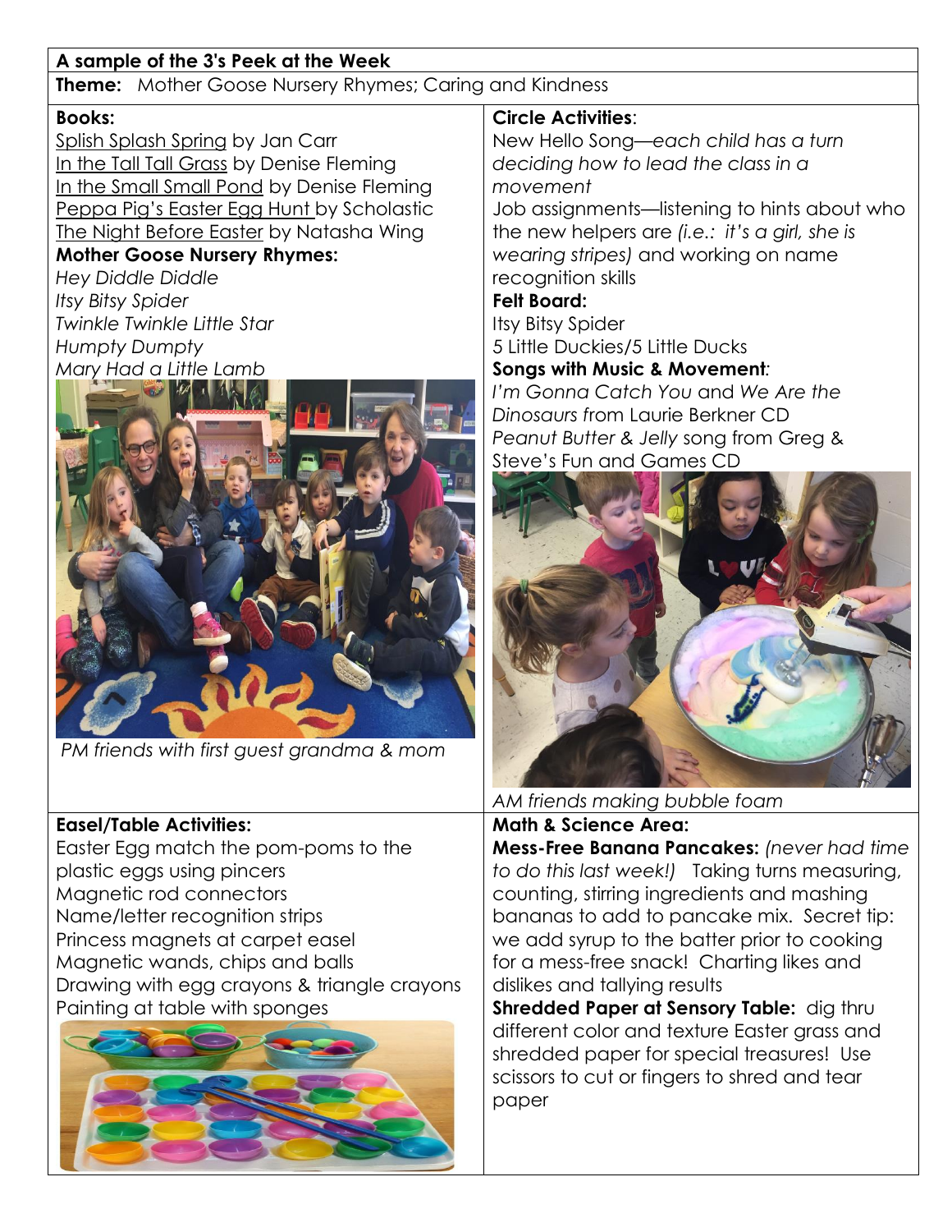**A sample of the 3's Peek at the Week**

**Theme:** Mother Goose Nursery Rhymes; Caring and Kindness

**Books:**

Splish Splash Spring by Jan Carr
In the Tall Tall Grass by Denise Fleming
In the Small Small Pond by Denise Fleming
Peppa Pig's Easter Egg Hunt by Scholastic
The Night Before Easter by Natasha Wing

**Mother Goose Nursery Rhymes:**

*Hey Diddle Diddle*
*Itsy Bitsy Spider*
*Twinkle Twinkle Little Star*
*Humpty Dumpty*
*Mary Had a Little Lamb*

*PM friends with first guest grandma & mom*

**Circle Activities**:

New Hello Song—*each child has a turn deciding how to lead the class in a movement*

Job assignments—listening to hints about who the new helpers are *(i.e.: it's a girl, she is wearing stripes)* and working on name recognition skills

**Felt Board:**

Itsy Bitsy Spider
5 Little Duckies/5 Little Ducks

**Songs with Music & Movement***:*

*I'm Gonna Catch You* and *We Are the Dinosaurs* from Laurie Berkner CD
*Peanut Butter & Jelly* song from Greg & Steve's Fun and Games CD

*AM friends making bubble foam*

**Easel/Table Activities:**

Easter Egg match the pom-poms to the plastic eggs using pincers
Magnetic rod connectors
Name/letter recognition strips
Princess magnets at carpet easel
Magnetic wands, chips and balls
Drawing with egg crayons & triangle crayons
Painting at table with sponges

**Math & Science Area:**

**Mess-Free Banana Pancakes:** *(never had time to do this last week!)* Taking turns measuring, counting, stirring ingredients and mashing bananas to add to pancake mix. Secret tip: we add syrup to the batter prior to cooking for a mess-free snack! Charting likes and dislikes and tallying results

**Shredded Paper at Sensory Table:** dig thru different color and texture Easter grass and shredded paper for special treasures! Use scissors to cut or fingers to shred and tear paper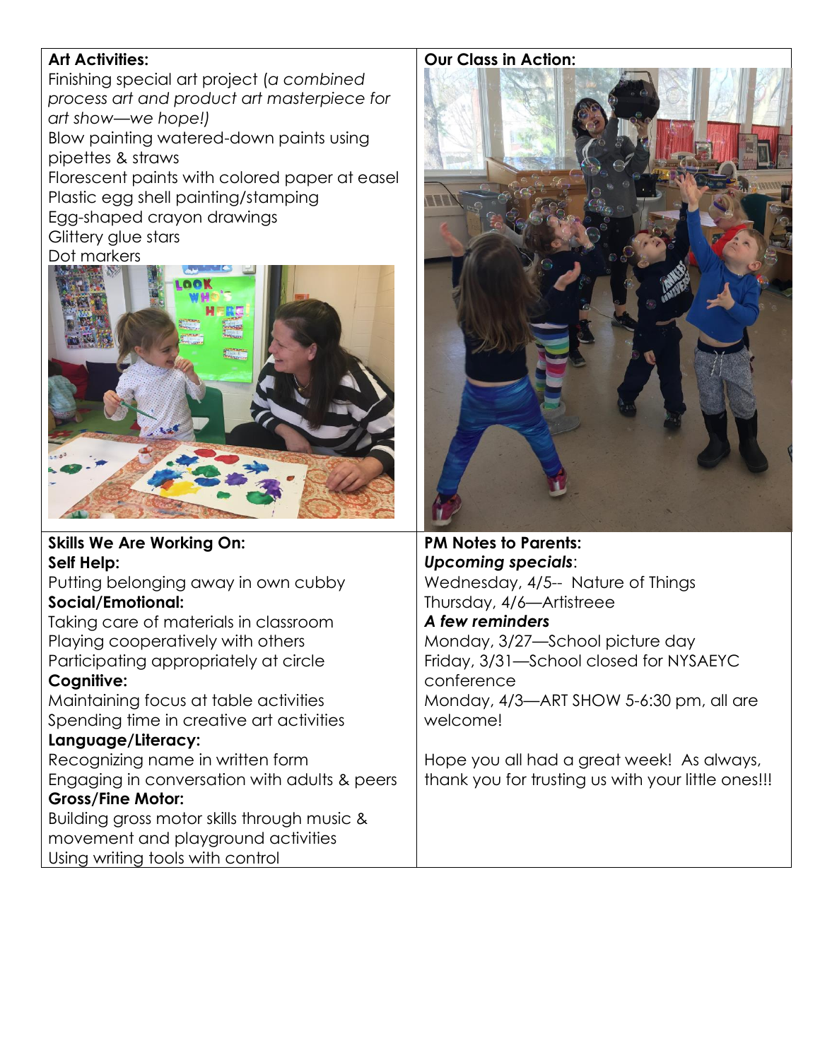**Art Activities:**

Finishing special art project (*a combined process art and product art masterpiece for art show—we hope!)*

Blow painting watered-down paints using pipettes & straws

Florescent paints with colored paper at easel

Plastic egg shell painting/stamping

Egg-shaped crayon drawings

Glittery glue stars

Dot markers

**Our Class in Action:**

**Skills We Are Working On:**

**Self Help:**

Putting belonging away in own cubby

**Social/Emotional:**

Taking care of materials in classroom

Playing cooperatively with others

Participating appropriately at circle

**Cognitive:**

Maintaining focus at table activities

Spending time in creative art activities

**Language/Literacy:**

Recognizing name in written form

Engaging in conversation with adults & peers

**Gross/Fine Motor:**

Building gross motor skills through music & movement and playground activities

Using writing tools with control

**PM Notes to Parents:**

***Upcoming specials***:

Wednesday, 4/5-- Nature of Things

Thursday, 4/6—Artistreee

***A few reminders***

Monday, 3/27—School picture day

Friday, 3/31—School closed for NYSAEYC conference

Monday, 4/3—ART SHOW 5-6:30 pm, all are welcome!

Hope you all had a great week! As always, thank you for trusting us with your little ones!!!